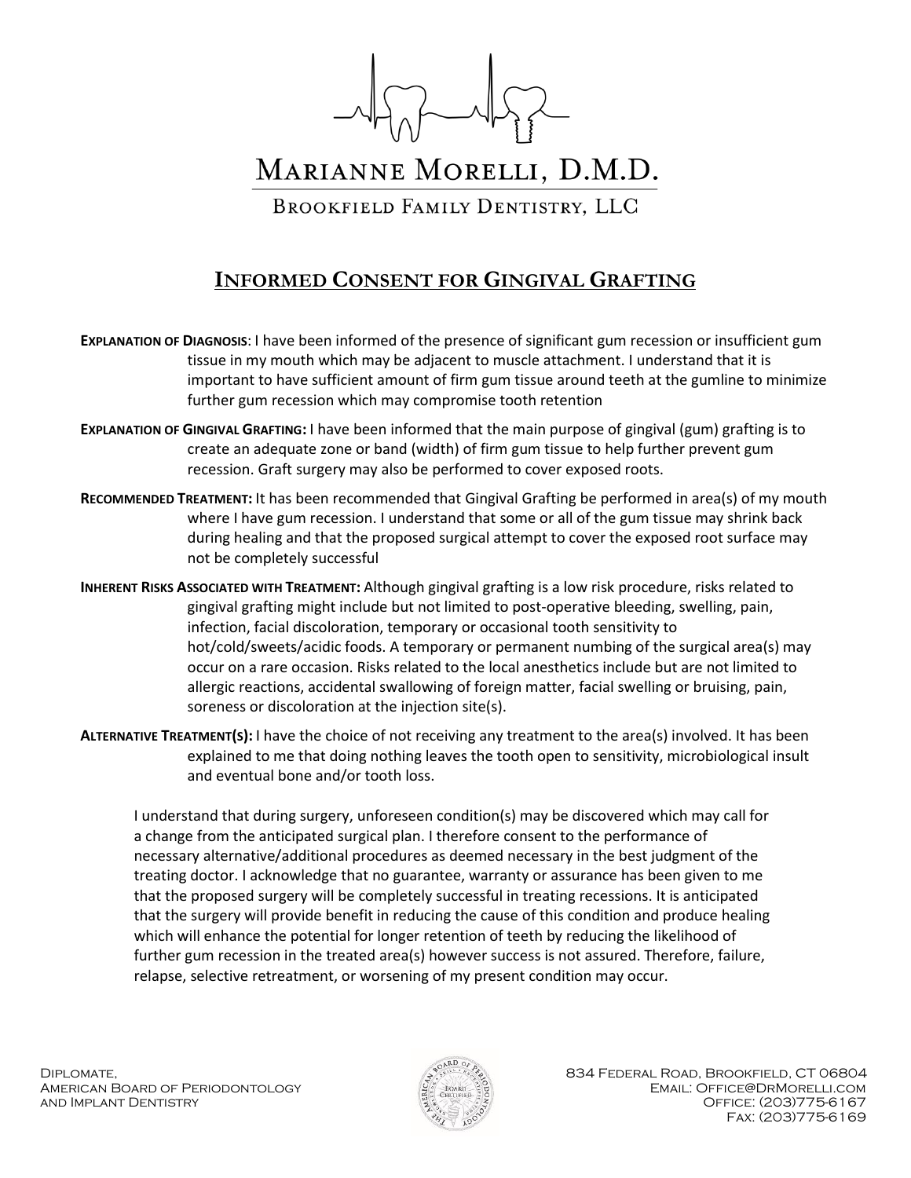# Marianne Morelli, D.M.D.

Brookfield Family Dentistry, LLC

## Informed Consent for Gingival Grafting

**Explanation of Diagnosis**: I have been informed of the presence of significant gum recession or insufficient gum tissue in my mouth which may be adjacent to muscle attachment. I understand that it is important to have sufficient amount of firm gum tissue around teeth at the gumline to minimize further gum recession which may compromise tooth retention

**Explanation of Gingival Grafting:** I have been informed that the main purpose of gingival (gum) grafting is to create an adequate zone or band (width) of firm gum tissue to help further prevent gum recession. Graft surgery may also be performed to cover exposed roots.

**Recommended Treatment:** It has been recommended that Gingival Grafting be performed in area(s) of my mouth where I have gum recession. I understand that some or all of the gum tissue may shrink back during healing and that the proposed surgical attempt to cover the exposed root surface may not be completely successful

**Inherent Risks Associated with Treatment:** Although gingival grafting is a low risk procedure, risks related to gingival grafting might include but not limited to post-operative bleeding, swelling, pain, infection, facial discoloration, temporary or occasional tooth sensitivity to hot/cold/sweets/acidic foods. A temporary or permanent numbing of the surgical area(s) may occur on a rare occasion. Risks related to the local anesthetics include but are not limited to allergic reactions, accidental swallowing of foreign matter, facial swelling or bruising, pain, soreness or discoloration at the injection site(s).

**Alternative Treatment(s):** I have the choice of not receiving any treatment to the area(s) involved. It has been explained to me that doing nothing leaves the tooth open to sensitivity, microbiological insult and eventual bone and/or tooth loss.

I understand that during surgery, unforeseen condition(s) may be discovered which may call for a change from the anticipated surgical plan. I therefore consent to the performance of necessary alternative/additional procedures as deemed necessary in the best judgment of the treating doctor. I acknowledge that no guarantee, warranty or assurance has been given to me that the proposed surgery will be completely successful in treating recessions. It is anticipated that the surgery will provide benefit in reducing the cause of this condition and produce healing which will enhance the potential for longer retention of teeth by reducing the likelihood of further gum recession in the treated area(s) however success is not assured. Therefore, failure, relapse, selective retreatment, or worsening of my present condition may occur.

Diplomate,
American Board of Periodontology
and Implant Dentistry

834 Federal Road, Brookfield, CT 06804
Email: Office@DrMorelli.com
Office: (203)775-6167
Fax: (203)775-6169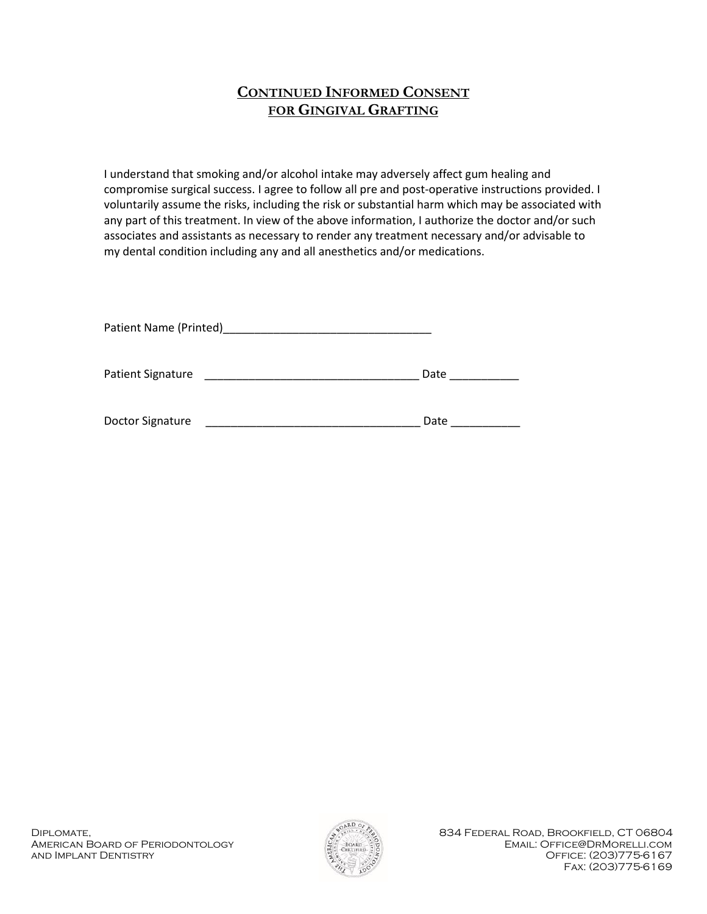## Continued Informed Consent for Gingival Grafting

I understand that smoking and/or alcohol intake may adversely affect gum healing and compromise surgical success. I agree to follow all pre and post-operative instructions provided. I voluntarily assume the risks, including the risk or substantial harm which may be associated with any part of this treatment. In view of the above information, I authorize the doctor and/or such associates and assistants as necessary to render any treatment necessary and/or advisable to my dental condition including any and all anesthetics and/or medications.

Patient Name (Printed)__________________________________

Patient Signature __________________________________ Date ___________

Doctor Signature __________________________________ Date ___________

Diplomate,
American Board of Periodontology
and Implant Dentistry

834 Federal Road, Brookfield, CT 06804
Email: Office@DrMorelli.com
Office: (203)775-6167
Fax: (203)775-6169